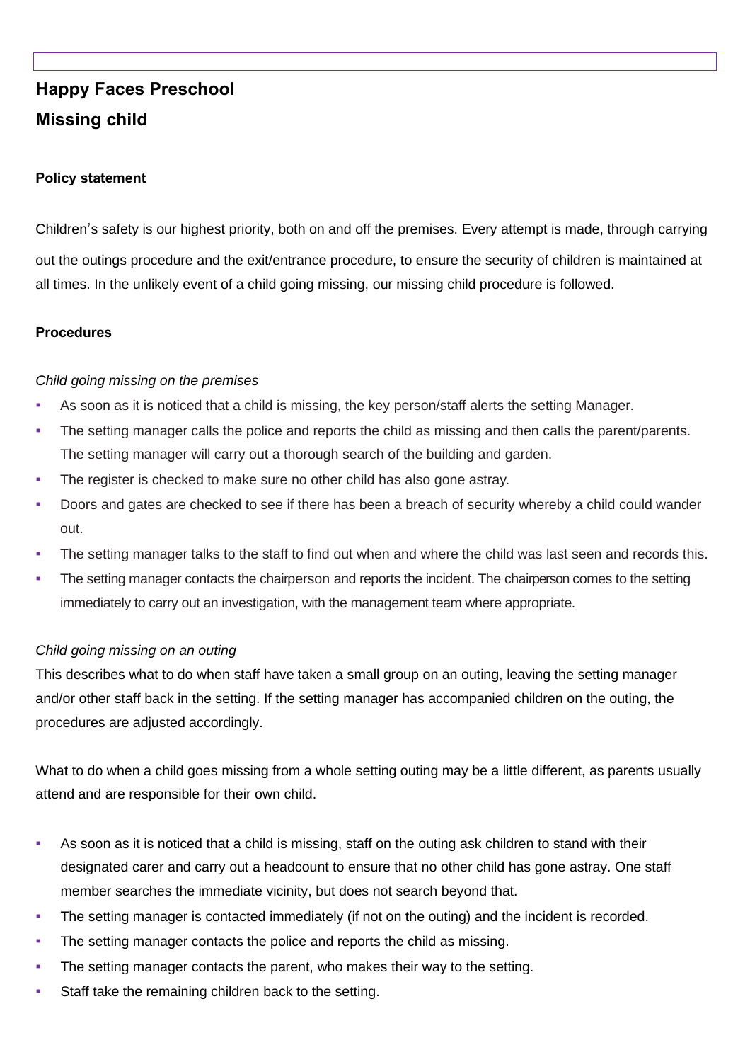# Happy Faces Preschool

## Missing child

**Policy statement**

Children's safety is our highest priority, both on and off the premises. Every attempt is made, through carrying out the outings procedure and the exit/entrance procedure, to ensure the security of children is maintained at all times. In the unlikely event of a child going missing, our missing child procedure is followed.

**Procedures**

*Child going missing on the premises*

- As soon as it is noticed that a child is missing, the key person/staff alerts the setting Manager.
- The setting manager calls the police and reports the child as missing and then calls the parent/parents. The setting manager will carry out a thorough search of the building and garden.
- The register is checked to make sure no other child has also gone astray.
- Doors and gates are checked to see if there has been a breach of security whereby a child could wander out.
- The setting manager talks to the staff to find out when and where the child was last seen and records this.
- The setting manager contacts the chairperson and reports the incident. The chairperson comes to the setting immediately to carry out an investigation, with the management team where appropriate.

*Child going missing on an outing*

This describes what to do when staff have taken a small group on an outing, leaving the setting manager and/or other staff back in the setting. If the setting manager has accompanied children on the outing, the procedures are adjusted accordingly.

What to do when a child goes missing from a whole setting outing may be a little different, as parents usually attend and are responsible for their own child.

- As soon as it is noticed that a child is missing, staff on the outing ask children to stand with their designated carer and carry out a headcount to ensure that no other child has gone astray. One staff member searches the immediate vicinity, but does not search beyond that.
- The setting manager is contacted immediately (if not on the outing) and the incident is recorded.
- The setting manager contacts the police and reports the child as missing.
- The setting manager contacts the parent, who makes their way to the setting.
- Staff take the remaining children back to the setting.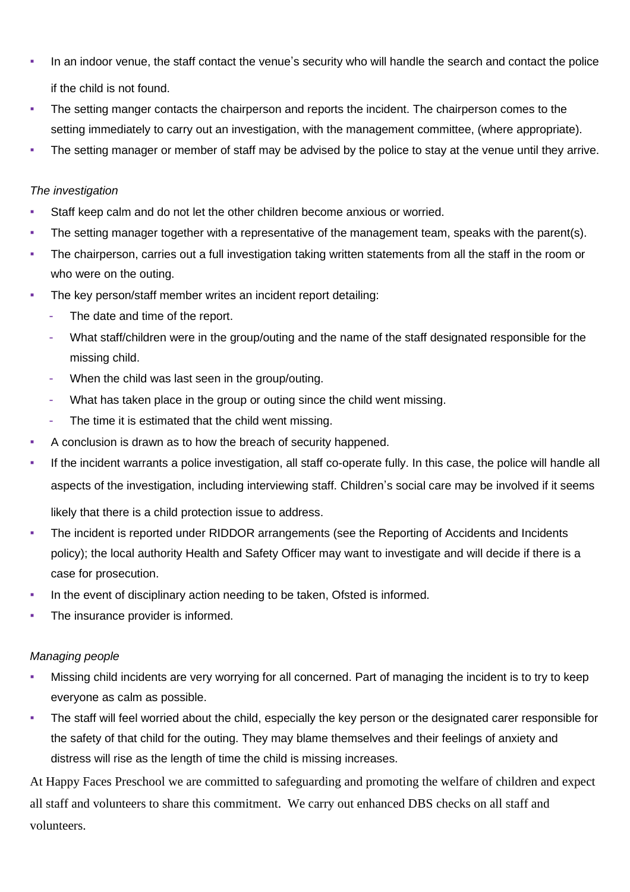- In an indoor venue, the staff contact the venue's security who will handle the search and contact the police if the child is not found.
- The setting manger contacts the chairperson and reports the incident. The chairperson comes to the setting immediately to carry out an investigation, with the management committee, (where appropriate).
- The setting manager or member of staff may be advised by the police to stay at the venue until they arrive.

*The investigation*

- Staff keep calm and do not let the other children become anxious or worried.
- The setting manager together with a representative of the management team, speaks with the parent(s).
- The chairperson, carries out a full investigation taking written statements from all the staff in the room or who were on the outing.
- The key person/staff member writes an incident report detailing:
  - The date and time of the report.
  - What staff/children were in the group/outing and the name of the staff designated responsible for the missing child.
  - When the child was last seen in the group/outing.
  - What has taken place in the group or outing since the child went missing.
  - The time it is estimated that the child went missing.
- A conclusion is drawn as to how the breach of security happened.
- If the incident warrants a police investigation, all staff co-operate fully. In this case, the police will handle all aspects of the investigation, including interviewing staff. Children's social care may be involved if it seems likely that there is a child protection issue to address.
- The incident is reported under RIDDOR arrangements (see the Reporting of Accidents and Incidents policy); the local authority Health and Safety Officer may want to investigate and will decide if there is a case for prosecution.
- In the event of disciplinary action needing to be taken, Ofsted is informed.
- The insurance provider is informed.

*Managing people*

- Missing child incidents are very worrying for all concerned. Part of managing the incident is to try to keep everyone as calm as possible.
- The staff will feel worried about the child, especially the key person or the designated carer responsible for the safety of that child for the outing. They may blame themselves and their feelings of anxiety and distress will rise as the length of time the child is missing increases.

At Happy Faces Preschool we are committed to safeguarding and promoting the welfare of children and expect all staff and volunteers to share this commitment. We carry out enhanced DBS checks on all staff and volunteers.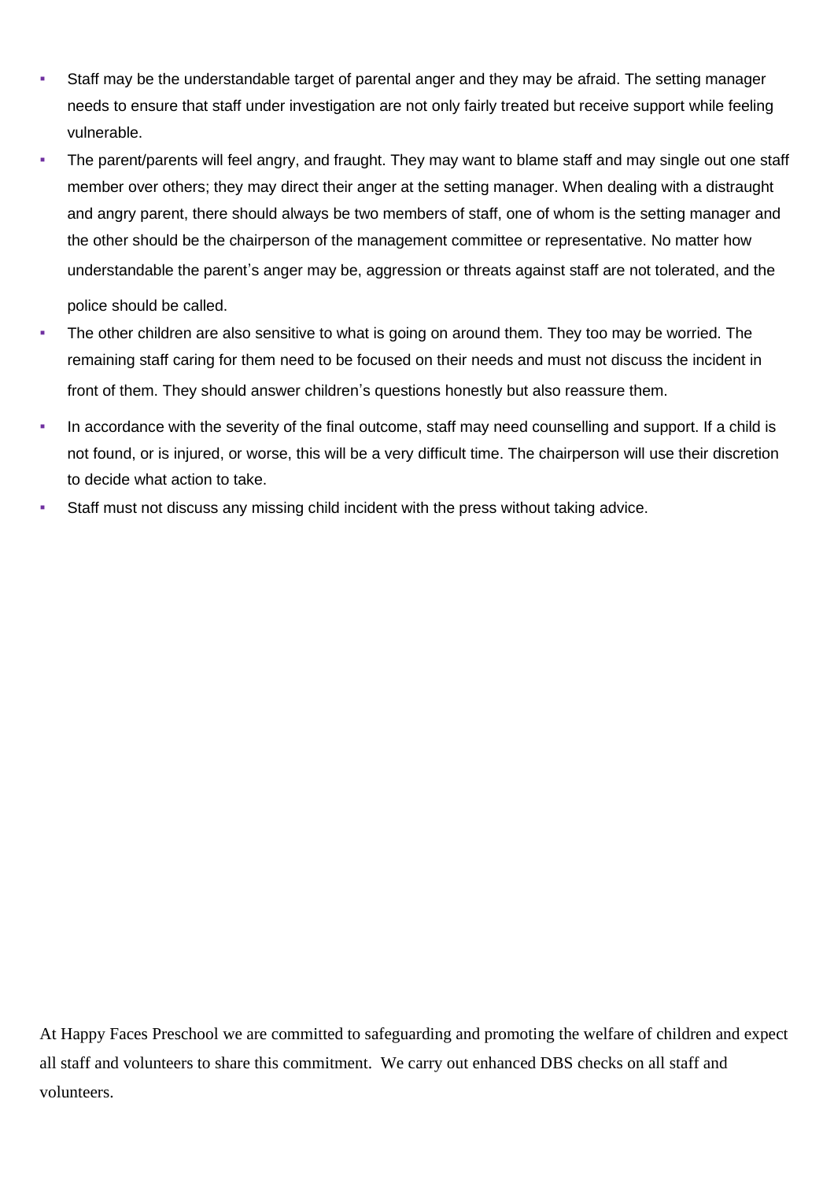- Staff may be the understandable target of parental anger and they may be afraid. The setting manager needs to ensure that staff under investigation are not only fairly treated but receive support while feeling vulnerable.
- The parent/parents will feel angry, and fraught. They may want to blame staff and may single out one staff member over others; they may direct their anger at the setting manager. When dealing with a distraught and angry parent, there should always be two members of staff, one of whom is the setting manager and the other should be the chairperson of the management committee or representative. No matter how understandable the parent's anger may be, aggression or threats against staff are not tolerated, and the police should be called.
- The other children are also sensitive to what is going on around them. They too may be worried. The remaining staff caring for them need to be focused on their needs and must not discuss the incident in front of them. They should answer children's questions honestly but also reassure them.
- In accordance with the severity of the final outcome, staff may need counselling and support. If a child is not found, or is injured, or worse, this will be a very difficult time. The chairperson will use their discretion to decide what action to take.
- Staff must not discuss any missing child incident with the press without taking advice.

At Happy Faces Preschool we are committed to safeguarding and promoting the welfare of children and expect all staff and volunteers to share this commitment. We carry out enhanced DBS checks on all staff and volunteers.